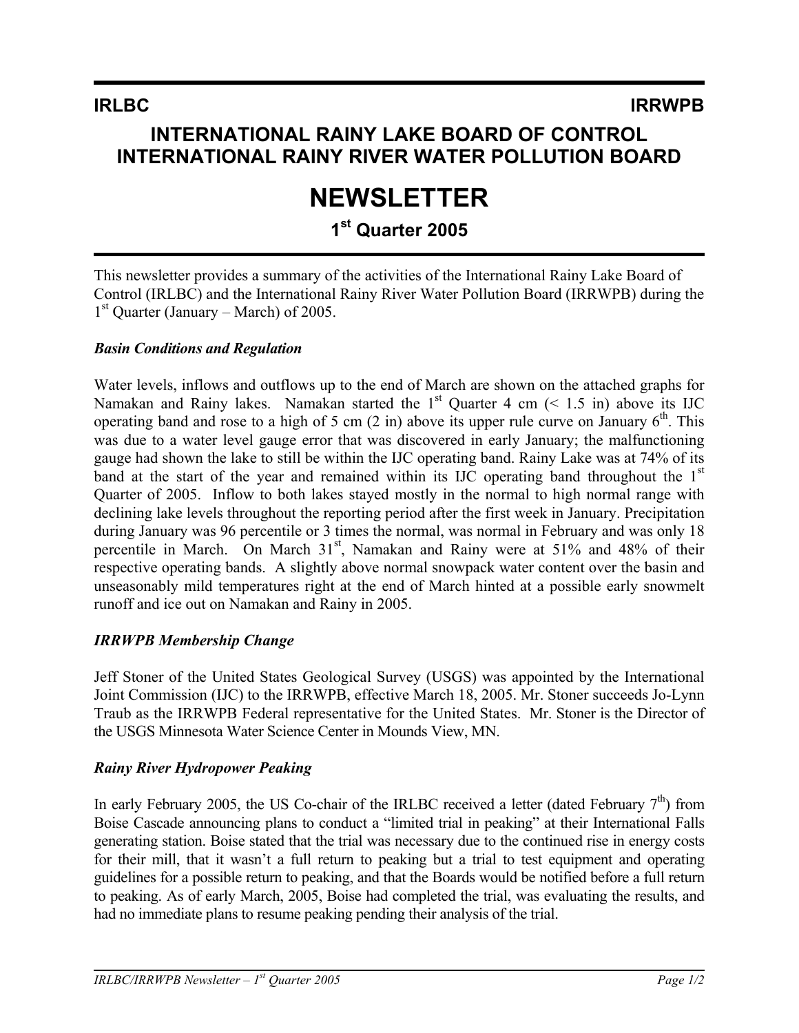**IRLBC** **IRRWPB**

# INTERNATIONAL RAINY LAKE BOARD OF CONTROL INTERNATIONAL RAINY RIVER WATER POLLUTION BOARD

# NEWSLETTER

## 1st Quarter 2005

This newsletter provides a summary of the activities of the International Rainy Lake Board of Control (IRLBC) and the International Rainy River Water Pollution Board (IRRWPB) during the 1st Quarter (January – March) of 2005.

### *Basin Conditions and Regulation*

Water levels, inflows and outflows up to the end of March are shown on the attached graphs for Namakan and Rainy lakes. Namakan started the 1st Quarter 4 cm (< 1.5 in) above its IJC operating band and rose to a high of 5 cm (2 in) above its upper rule curve on January 6th. This was due to a water level gauge error that was discovered in early January; the malfunctioning gauge had shown the lake to still be within the IJC operating band. Rainy Lake was at 74% of its band at the start of the year and remained within its IJC operating band throughout the 1st Quarter of 2005. Inflow to both lakes stayed mostly in the normal to high normal range with declining lake levels throughout the reporting period after the first week in January. Precipitation during January was 96 percentile or 3 times the normal, was normal in February and was only 18 percentile in March. On March 31st, Namakan and Rainy were at 51% and 48% of their respective operating bands. A slightly above normal snowpack water content over the basin and unseasonably mild temperatures right at the end of March hinted at a possible early snowmelt runoff and ice out on Namakan and Rainy in 2005.

### *IRRWPB Membership Change*

Jeff Stoner of the United States Geological Survey (USGS) was appointed by the International Joint Commission (IJC) to the IRRWPB, effective March 18, 2005. Mr. Stoner succeeds Jo-Lynn Traub as the IRRWPB Federal representative for the United States. Mr. Stoner is the Director of the USGS Minnesota Water Science Center in Mounds View, MN.

### *Rainy River Hydropower Peaking*

In early February 2005, the US Co-chair of the IRLBC received a letter (dated February 7th) from Boise Cascade announcing plans to conduct a "limited trial in peaking" at their International Falls generating station. Boise stated that the trial was necessary due to the continued rise in energy costs for their mill, that it wasn't a full return to peaking but a trial to test equipment and operating guidelines for a possible return to peaking, and that the Boards would be notified before a full return to peaking. As of early March, 2005, Boise had completed the trial, was evaluating the results, and had no immediate plans to resume peaking pending their analysis of the trial.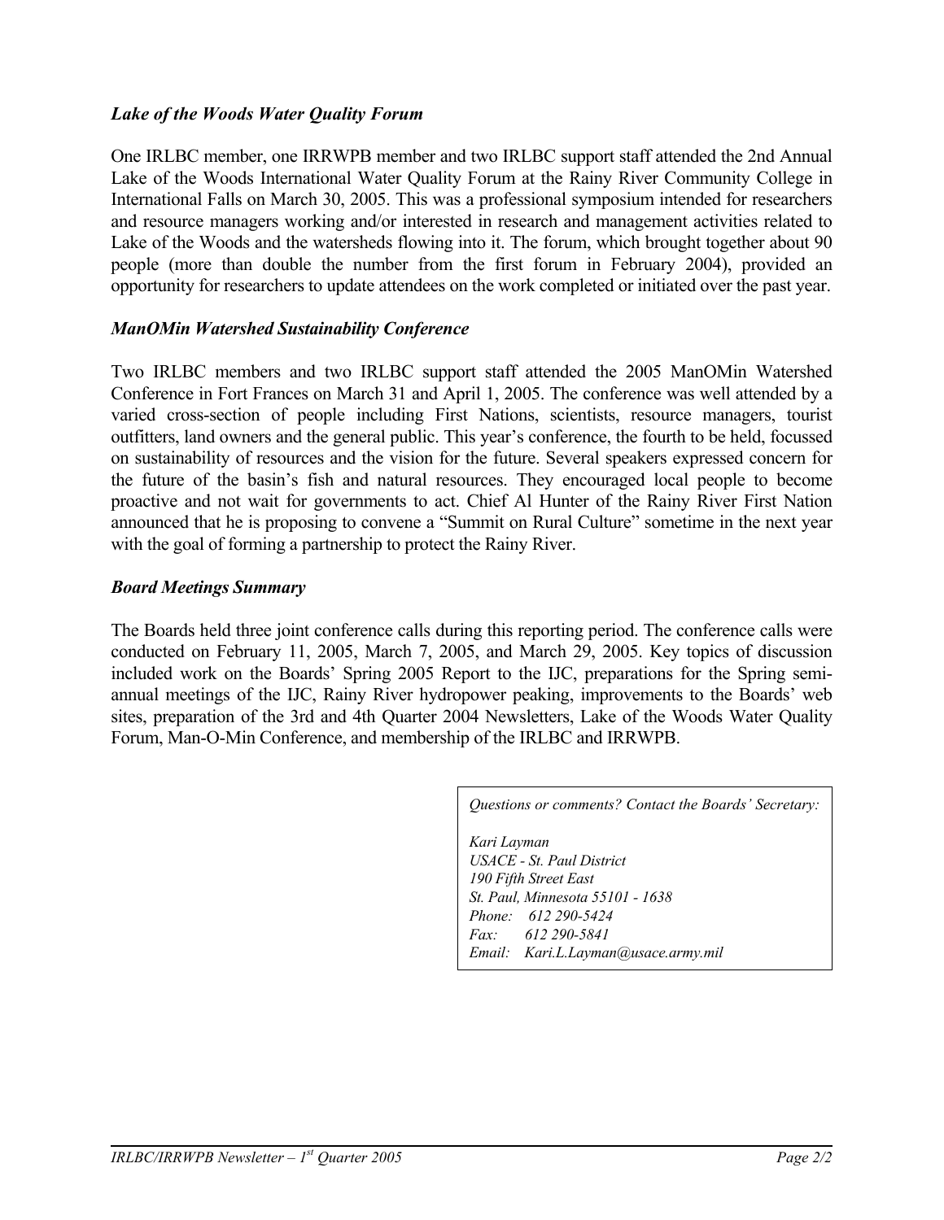### *Lake of the Woods Water Quality Forum*

One IRLBC member, one IRRWPB member and two IRLBC support staff attended the 2nd Annual Lake of the Woods International Water Quality Forum at the Rainy River Community College in International Falls on March 30, 2005. This was a professional symposium intended for researchers and resource managers working and/or interested in research and management activities related to Lake of the Woods and the watersheds flowing into it. The forum, which brought together about 90 people (more than double the number from the first forum in February 2004), provided an opportunity for researchers to update attendees on the work completed or initiated over the past year.

### *ManOMin Watershed Sustainability Conference*

Two IRLBC members and two IRLBC support staff attended the 2005 ManOMin Watershed Conference in Fort Frances on March 31 and April 1, 2005. The conference was well attended by a varied cross-section of people including First Nations, scientists, resource managers, tourist outfitters, land owners and the general public. This year's conference, the fourth to be held, focussed on sustainability of resources and the vision for the future. Several speakers expressed concern for the future of the basin's fish and natural resources. They encouraged local people to become proactive and not wait for governments to act. Chief Al Hunter of the Rainy River First Nation announced that he is proposing to convene a "Summit on Rural Culture" sometime in the next year with the goal of forming a partnership to protect the Rainy River.

### *Board Meetings Summary*

The Boards held three joint conference calls during this reporting period. The conference calls were conducted on February 11, 2005, March 7, 2005, and March 29, 2005. Key topics of discussion included work on the Boards' Spring 2005 Report to the IJC, preparations for the Spring semi-annual meetings of the IJC, Rainy River hydropower peaking, improvements to the Boards' web sites, preparation of the 3rd and 4th Quarter 2004 Newsletters, Lake of the Woods Water Quality Forum, Man-O-Min Conference, and membership of the IRLBC and IRRWPB.

*Questions or comments? Contact the Boards' Secretary:*

*Kari Layman*
*USACE - St. Paul District*
*190 Fifth Street East*
*St. Paul, Minnesota 55101 - 1638*
*Phone: 612 290-5424*
*Fax: 612 290-5841*
*Email: Kari.L.Layman@usace.army.mil*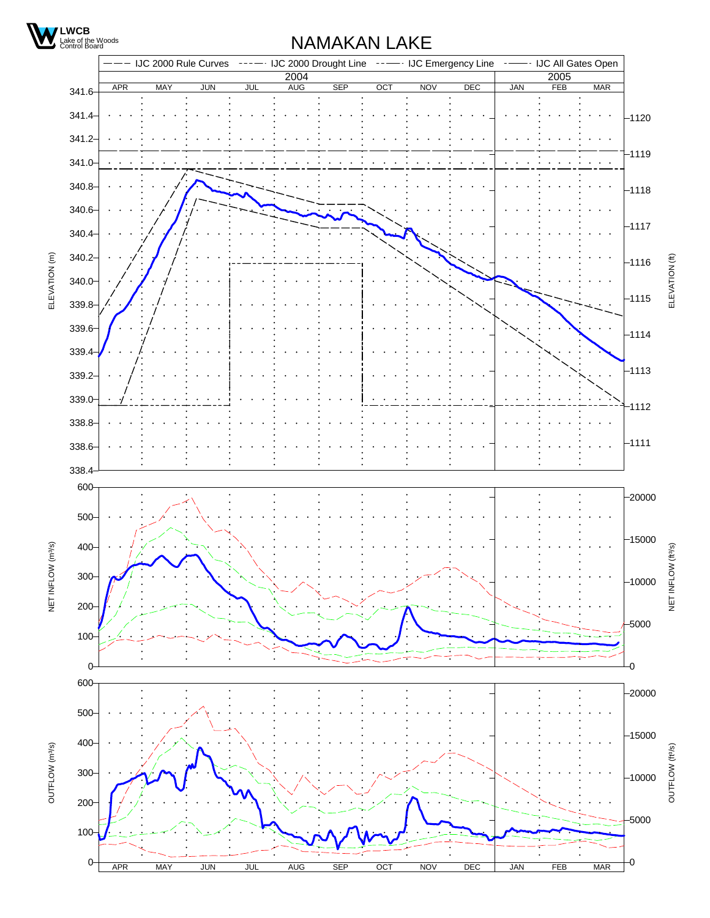# NAMAKAN LAKE

LWCB Lake of the Woods Control Board

IJC 2000 Rule Curves | IJC 2000 Drought Line | IJC Emergency Line | IJC All Gates Open

2004: APR MAY JUN JUL AUG SEP OCT NOV DEC | 2005: JAN FEB MAR

ELEVATION (m): 338.4 – 341.6 | ELEVATION (ft): 1111 – 1120

NET INFLOW ($m^3/s$): 0 – 600 | NET INFLOW ($ft^3/s$): 0 – 20000

OUTFLOW ($m^3/s$): 0 – 600 | OUTFLOW ($ft^3/s$): 0 – 20000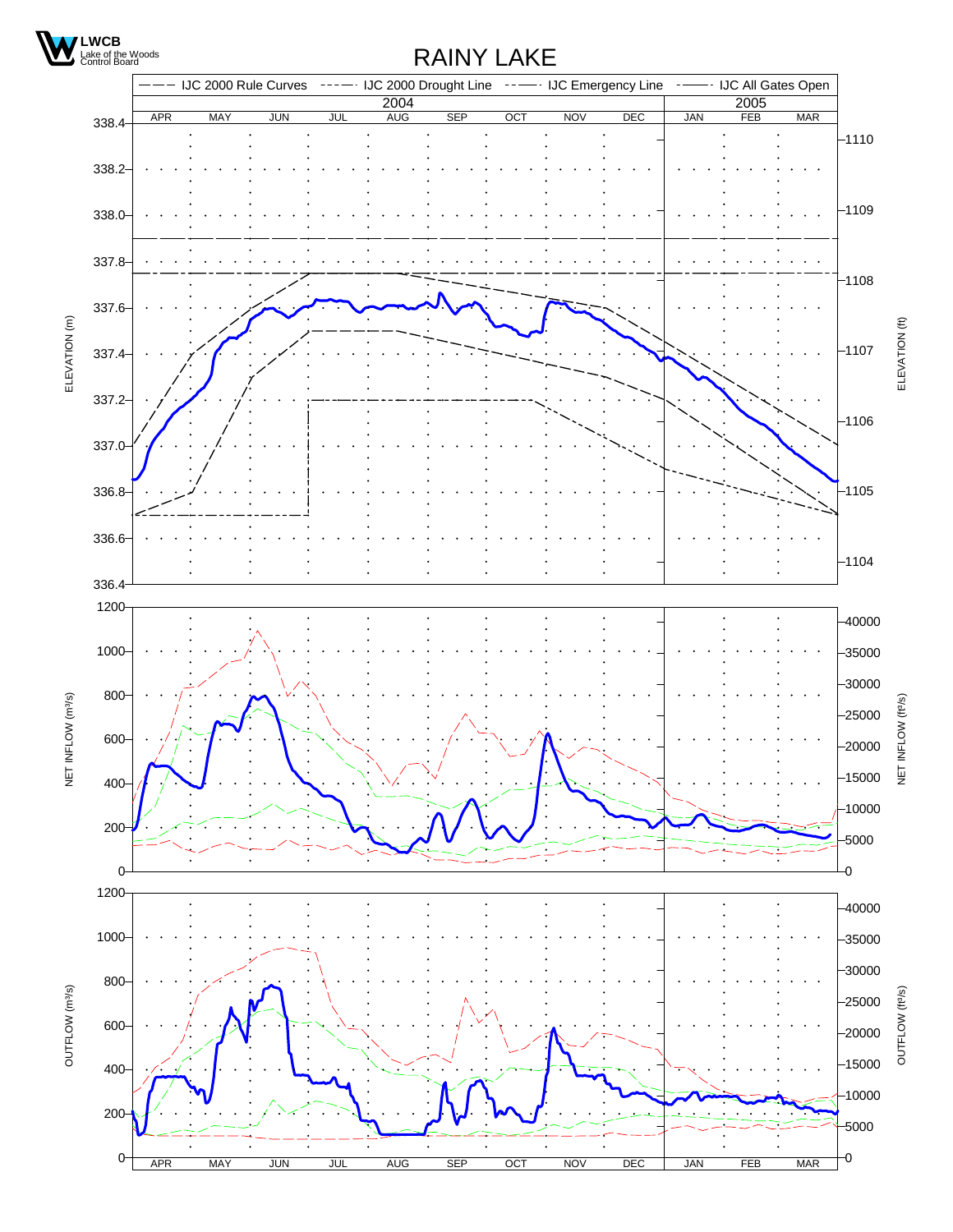LWCB
Lake of the Woods
Control Board

# RAINY LAKE

IJC 2000 Rule Curves
IJC 2000 Drought Line
IJC Emergency Line
IJC All Gates Open

2004
2005

APR MAY JUN JUL AUG SEP OCT NOV DEC JAN FEB MAR

ELEVATION (m)

338.4
338.2
338.0
337.8
337.6
337.4
337.2
337.0
336.8
336.6
336.4

ELEVATION (ft)

1110
1109
1108
1107
1106
1105
1104

NET INFLOW (m³/s)

1200
1000
800
600
400
200
0

NET INFLOW (ft³/s)

40000
35000
30000
25000
20000
15000
10000
5000
0

OUTFLOW (m³/s)

1200
1000
800
600
400
200
0

OUTFLOW (ft³/s)

40000
35000
30000
25000
20000
15000
10000
5000
0

APR MAY JUN JUL AUG SEP OCT NOV DEC JAN FEB MAR